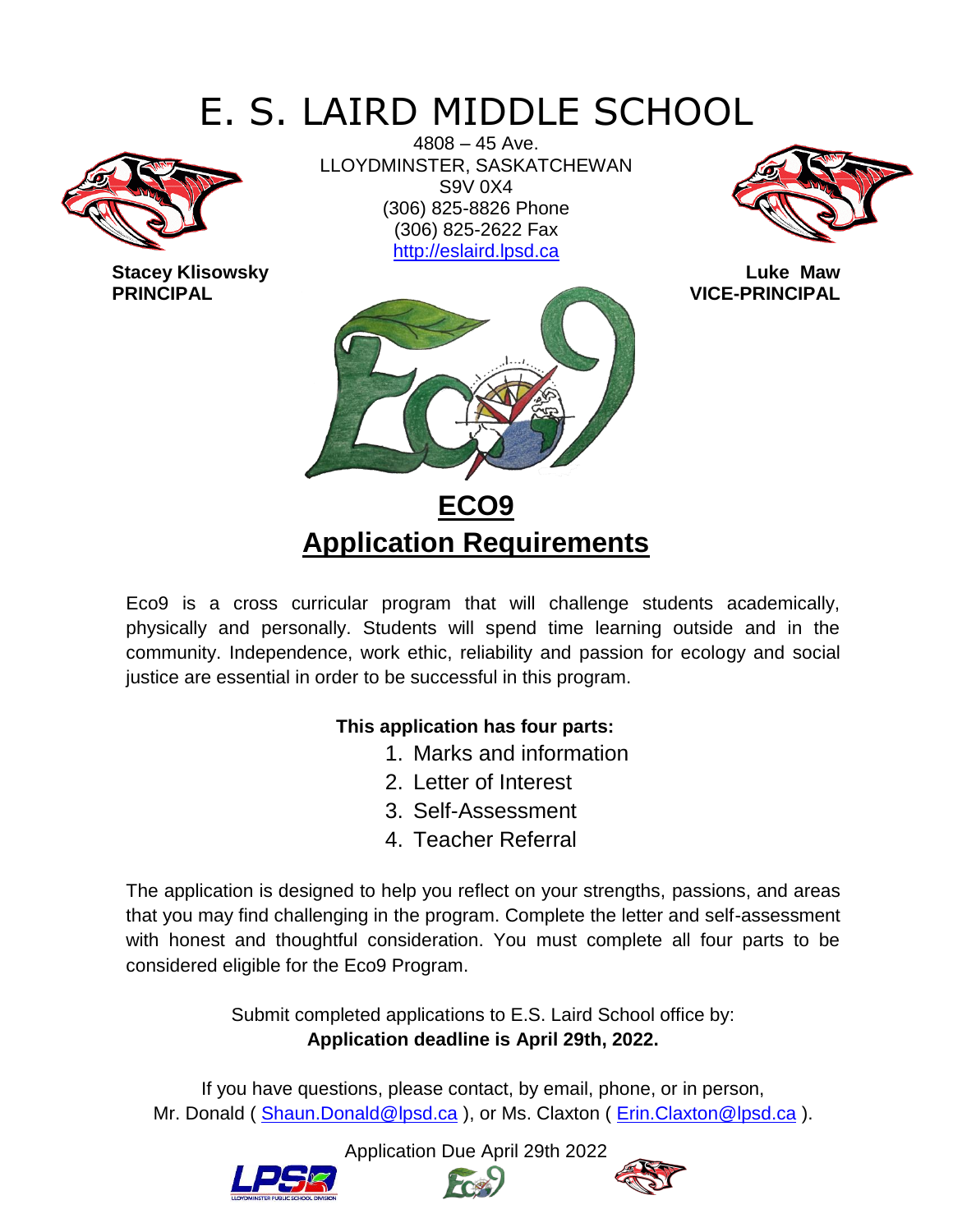# E. S. LAIRD MIDDLE SCHOOL

4808 – 45 Ave.
LLOYDMINSTER, SASKATCHEWAN
S9V 0X4
(306) 825-8826 Phone
(306) 825-2622 Fax
http://eslaird.lpsd.ca

**Stacey Klisowsky**
**PRINCIPAL**

**Luke Maw**
**VICE-PRINCIPAL**

## ECO9
## Application Requirements

Eco9 is a cross curricular program that will challenge students academically, physically and personally. Students will spend time learning outside and in the community. Independence, work ethic, reliability and passion for ecology and social justice are essential in order to be successful in this program.

**This application has four parts:**

1. Marks and information
2. Letter of Interest
3. Self-Assessment
4. Teacher Referral

The application is designed to help you reflect on your strengths, passions, and areas that you may find challenging in the program. Complete the letter and self-assessment with honest and thoughtful consideration. You must complete all four parts to be considered eligible for the Eco9 Program.

Submit completed applications to E.S. Laird School office by:
**Application deadline is April 29th, 2022.**

If you have questions, please contact, by email, phone, or in person,
Mr. Donald ( Shaun.Donald@lpsd.ca ), or Ms. Claxton ( Erin.Claxton@lpsd.ca ).

Application Due April 29th 2022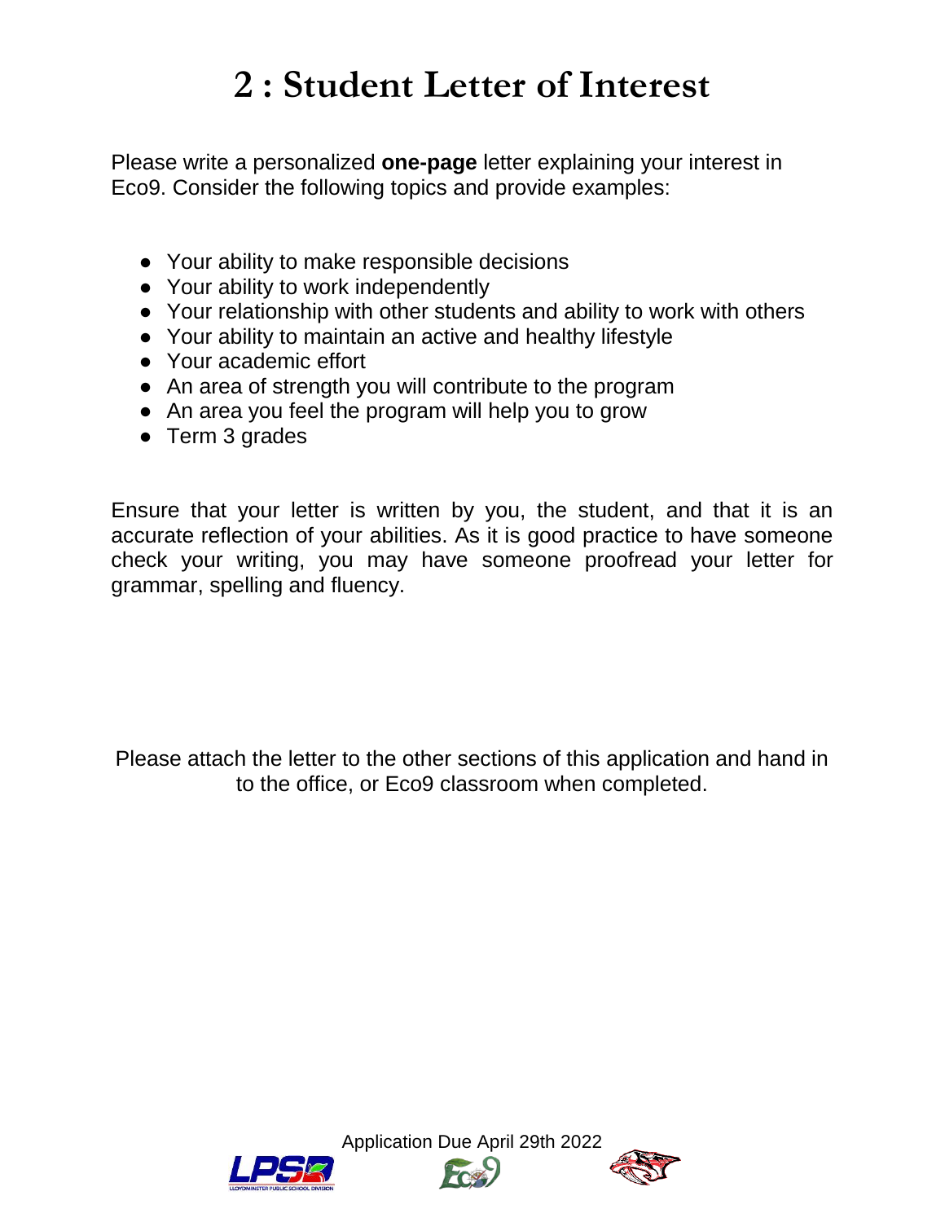# 2 : Student Letter of Interest

Please write a personalized **one-page** letter explaining your interest in Eco9. Consider the following topics and provide examples:

- Your ability to make responsible decisions
- Your ability to work independently
- Your relationship with other students and ability to work with others
- Your ability to maintain an active and healthy lifestyle
- Your academic effort
- An area of strength you will contribute to the program
- An area you feel the program will help you to grow
- Term 3 grades

Ensure that your letter is written by you, the student, and that it is an accurate reflection of your abilities. As it is good practice to have someone check your writing, you may have someone proofread your letter for grammar, spelling and fluency.

Please attach the letter to the other sections of this application and hand in to the office, or Eco9 classroom when completed.

Application Due April 29th 2022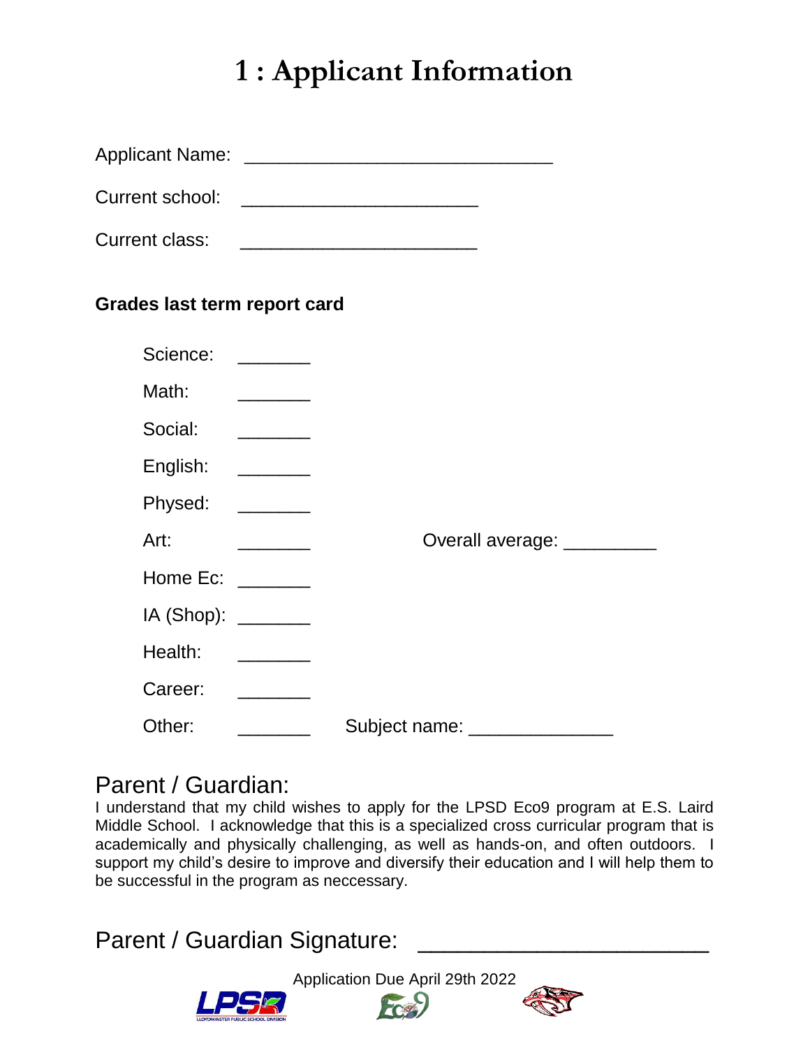# 1 : Applicant Information

Applicant Name: ______________________________

Current school: _______________________

Current class: _______________________

**Grades last term report card**

Science: _______

Math: _______

Social: _______

English: _______

Physed: _______

Art: _______ Overall average: _________

Home Ec: _______

IA (Shop): _______

Health: _______

Career: _______

Other: _______ Subject name: ______________

## Parent / Guardian:

I understand that my child wishes to apply for the LPSD Eco9 program at E.S. Laird Middle School. I acknowledge that this is a specialized cross curricular program that is academically and physically challenging, as well as hands-on, and often outdoors. I support my child's desire to improve and diversify their education and I will help them to be successful in the program as neccessary.

## Parent / Guardian Signature: ______________________

Application Due April 29th 2022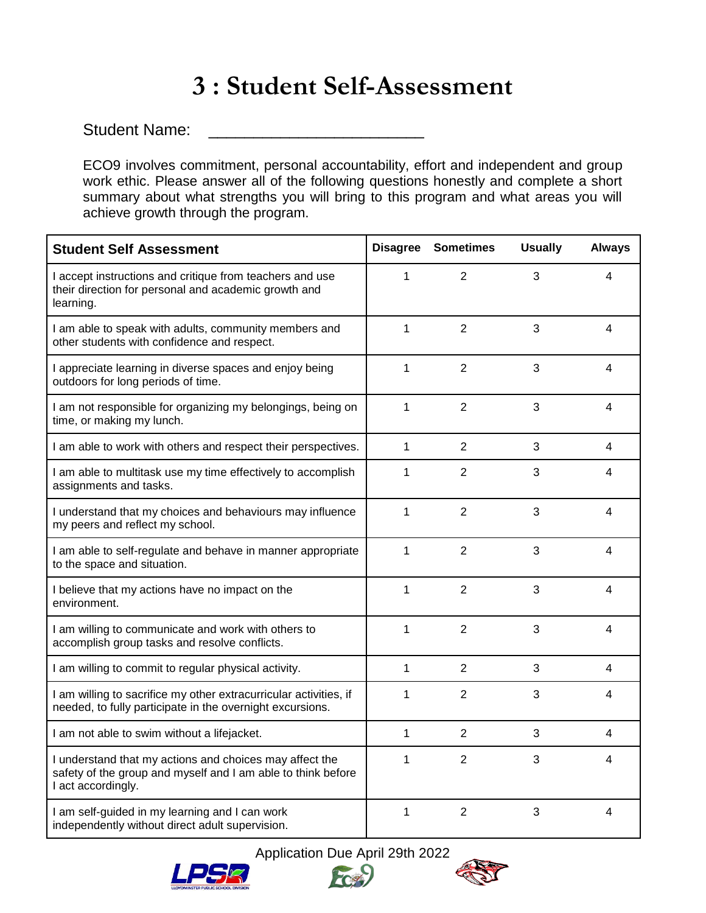# 3 : Student Self-Assessment

Student Name: ________________________

ECO9 involves commitment, personal accountability, effort and independent and group work ethic. Please answer all of the following questions honestly and complete a short summary about what strengths you will bring to this program and what areas you will achieve growth through the program.

| **Student Self Assessment** | **Disagree** | **Sometimes** | **Usually** | **Always** |
|---|---|---|---|---|
| I accept instructions and critique from teachers and use their direction for personal and academic growth and learning. | 1 | 2 | 3 | 4 |
| I am able to speak with adults, community members and other students with confidence and respect. | 1 | 2 | 3 | 4 |
| I appreciate learning in diverse spaces and enjoy being outdoors for long periods of time. | 1 | 2 | 3 | 4 |
| I am not responsible for organizing my belongings, being on time, or making my lunch. | 1 | 2 | 3 | 4 |
| I am able to work with others and respect their perspectives. | 1 | 2 | 3 | 4 |
| I am able to multitask use my time effectively to accomplish assignments and tasks. | 1 | 2 | 3 | 4 |
| I understand that my choices and behaviours may influence my peers and reflect my school. | 1 | 2 | 3 | 4 |
| I am able to self-regulate and behave in manner appropriate to the space and situation. | 1 | 2 | 3 | 4 |
| I believe that my actions have no impact on the environment. | 1 | 2 | 3 | 4 |
| I am willing to communicate and work with others to accomplish group tasks and resolve conflicts. | 1 | 2 | 3 | 4 |
| I am willing to commit to regular physical activity. | 1 | 2 | 3 | 4 |
| I am willing to sacrifice my other extracurricular activities, if needed, to fully participate in the overnight excursions. | 1 | 2 | 3 | 4 |
| I am not able to swim without a lifejacket. | 1 | 2 | 3 | 4 |
| I understand that my actions and choices may affect the safety of the group and myself and I am able to think before I act accordingly. | 1 | 2 | 3 | 4 |
| I am self-guided in my learning and I can work independently without direct adult supervision. | 1 | 2 | 3 | 4 |

Application Due April 29th 2022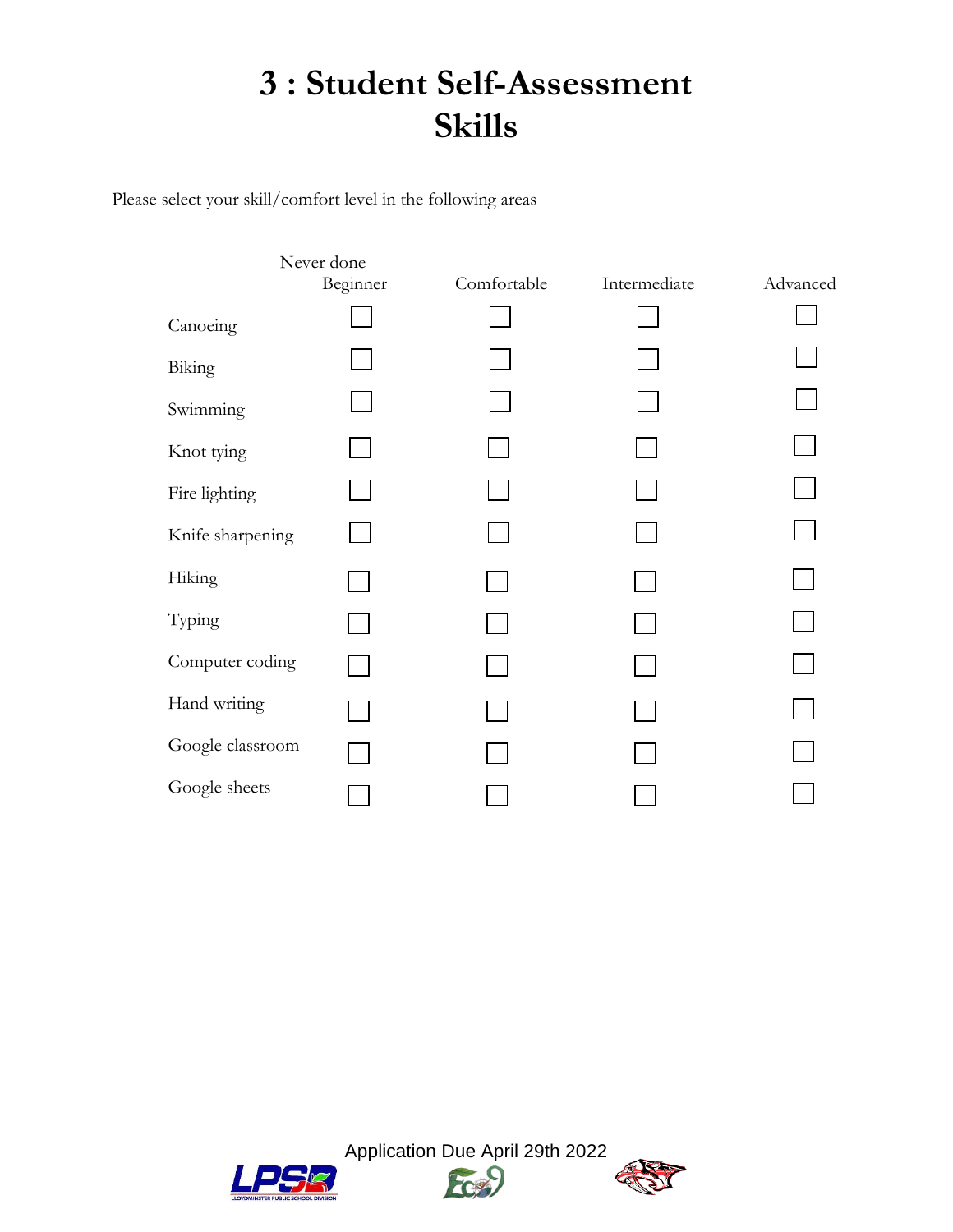# 3 : Student Self-Assessment Skills

Please select your skill/comfort level in the following areas

| | Never done Beginner | Comfortable | Intermediate | Advanced |
|---|---|---|---|---|
| Canoeing | ☐ | ☐ | ☐ | ☐ |
| Biking | ☐ | ☐ | ☐ | ☐ |
| Swimming | ☐ | ☐ | ☐ | ☐ |
| Knot tying | ☐ | ☐ | ☐ | ☐ |
| Fire lighting | ☐ | ☐ | ☐ | ☐ |
| Knife sharpening | ☐ | ☐ | ☐ | ☐ |
| Hiking | ☐ | ☐ | ☐ | ☐ |
| Typing | ☐ | ☐ | ☐ | ☐ |
| Computer coding | ☐ | ☐ | ☐ | ☐ |
| Hand writing | ☐ | ☐ | ☐ | ☐ |
| Google classroom | ☐ | ☐ | ☐ | ☐ |
| Google sheets | ☐ | ☐ | ☐ | ☐ |

Application Due April 29th 2022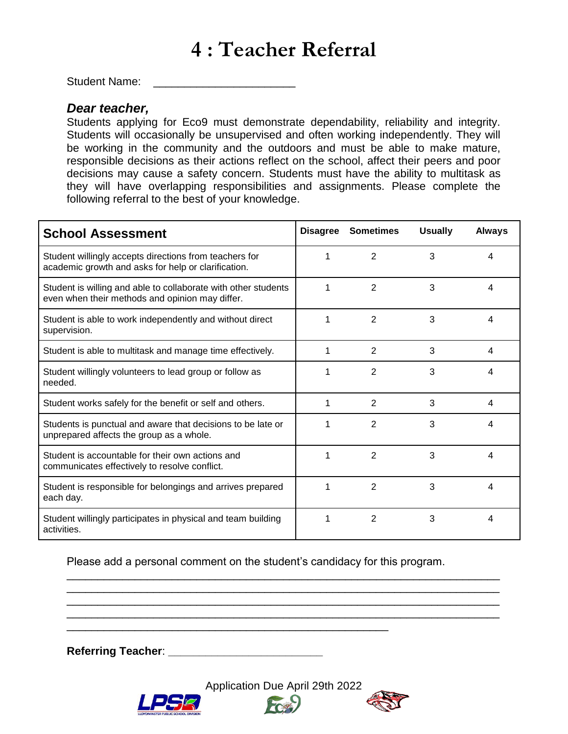# 4 : Teacher Referral

Student Name: ______________________

***Dear teacher,***

Students applying for Eco9 must demonstrate dependability, reliability and integrity. Students will occasionally be unsupervised and often working independently. They will be working in the community and the outdoors and must be able to make mature, responsible decisions as their actions reflect on the school, affect their peers and poor decisions may cause a safety concern. Students must have the ability to multitask as they will have overlapping responsibilities and assignments. Please complete the following referral to the best of your knowledge.

| **School Assessment** | **Disagree** | **Sometimes** | **Usually** | **Always** |
|---|---|---|---|---|
| Student willingly accepts directions from teachers for academic growth and asks for help or clarification. | 1 | 2 | 3 | 4 |
| Student is willing and able to collaborate with other students even when their methods and opinion may differ. | 1 | 2 | 3 | 4 |
| Student is able to work independently and without direct supervision. | 1 | 2 | 3 | 4 |
| Student is able to multitask and manage time effectively. | 1 | 2 | 3 | 4 |
| Student willingly volunteers to lead group or follow as needed. | 1 | 2 | 3 | 4 |
| Student works safely for the benefit or self and others. | 1 | 2 | 3 | 4 |
| Students is punctual and aware that decisions to be late or unprepared affects the group as a whole. | 1 | 2 | 3 | 4 |
| Student is accountable for their own actions and communicates effectively to resolve conflict. | 1 | 2 | 3 | 4 |
| Student is responsible for belongings and arrives prepared each day. | 1 | 2 | 3 | 4 |
| Student willingly participates in physical and team building activities. | 1 | 2 | 3 | 4 |

Please add a personal comment on the student's candidacy for this program.

______________________________________________________________________
______________________________________________________________________
______________________________________________________________________
______________________________________________________________________
__________________________________________________

**Referring Teacher**: _________________________

Application Due April 29th 2022